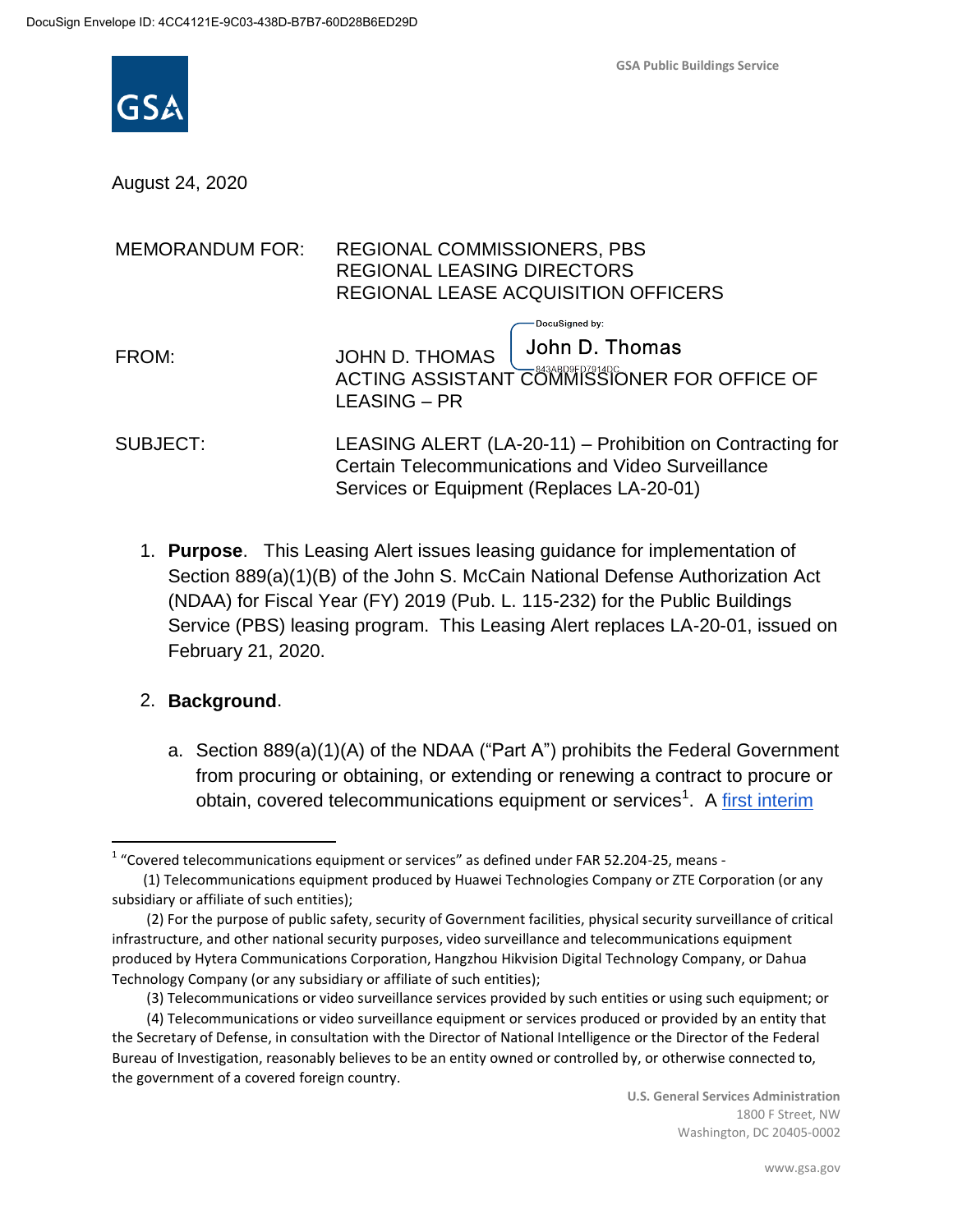DocuSign Envelope ID: 4CC4121E-9C03-438D-B7B7-60D28B6ED29D

GSA Public Buildings Service

August 24, 2020

MEMORANDUM FOR: REGIONAL COMMISSIONERS, PBS
REGIONAL LEASING DIRECTORS
REGIONAL LEASE ACQUISITION OFFICERS

FROM: JOHN D. THOMAS
ACTING ASSISTANT COMMISSIONER FOR OFFICE OF LEASING – PR

DocuSigned by: John D. Thomas
843ABD9ED7914DC...

SUBJECT: LEASING ALERT (LA-20-11) – Prohibition on Contracting for Certain Telecommunications and Video Surveillance Services or Equipment (Replaces LA-20-01)

1. **Purpose**. This Leasing Alert issues leasing guidance for implementation of Section 889(a)(1)(B) of the John S. McCain National Defense Authorization Act (NDAA) for Fiscal Year (FY) 2019 (Pub. L. 115-232) for the Public Buildings Service (PBS) leasing program. This Leasing Alert replaces LA-20-01, issued on February 21, 2020.

2. **Background**.

   a. Section 889(a)(1)(A) of the NDAA ("Part A") prohibits the Federal Government from procuring or obtaining, or extending or renewing a contract to procure or obtain, covered telecommunications equipment or services[1]. A first interim

---

[1] "Covered telecommunications equipment or services" as defined under FAR 52.204-25, means -

(1) Telecommunications equipment produced by Huawei Technologies Company or ZTE Corporation (or any subsidiary or affiliate of such entities);

(2) For the purpose of public safety, security of Government facilities, physical security surveillance of critical infrastructure, and other national security purposes, video surveillance and telecommunications equipment produced by Hytera Communications Corporation, Hangzhou Hikvision Digital Technology Company, or Dahua Technology Company (or any subsidiary or affiliate of such entities);

(3) Telecommunications or video surveillance services provided by such entities or using such equipment; or

(4) Telecommunications or video surveillance equipment or services produced or provided by an entity that the Secretary of Defense, in consultation with the Director of National Intelligence or the Director of the Federal Bureau of Investigation, reasonably believes to be an entity owned or controlled by, or otherwise connected to, the government of a covered foreign country.

U.S. General Services Administration
1800 F Street, NW
Washington, DC 20405-0002

www.gsa.gov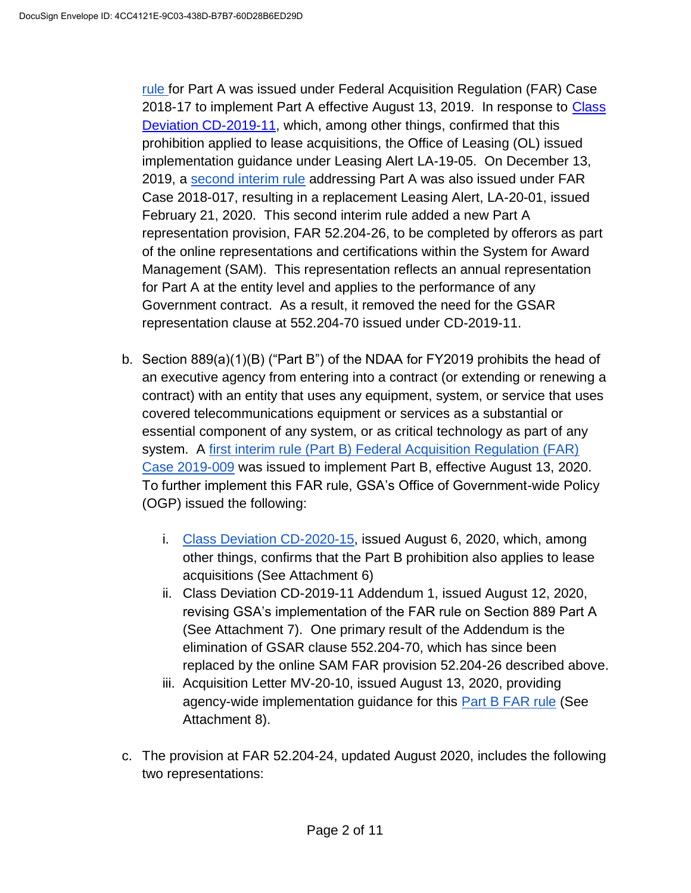rule for Part A was issued under Federal Acquisition Regulation (FAR) Case 2018-17 to implement Part A effective August 13, 2019. In response to Class Deviation CD-2019-11, which, among other things, confirmed that this prohibition applied to lease acquisitions, the Office of Leasing (OL) issued implementation guidance under Leasing Alert LA-19-05. On December 13, 2019, a second interim rule addressing Part A was also issued under FAR Case 2018-017, resulting in a replacement Leasing Alert, LA-20-01, issued February 21, 2020. This second interim rule added a new Part A representation provision, FAR 52.204-26, to be completed by offerors as part of the online representations and certifications within the System for Award Management (SAM). This representation reflects an annual representation for Part A at the entity level and applies to the performance of any Government contract. As a result, it removed the need for the GSAR representation clause at 552.204-70 issued under CD-2019-11.

b. Section 889(a)(1)(B) ("Part B") of the NDAA for FY2019 prohibits the head of an executive agency from entering into a contract (or extending or renewing a contract) with an entity that uses any equipment, system, or service that uses covered telecommunications equipment or services as a substantial or essential component of any system, or as critical technology as part of any system. A first interim rule (Part B) Federal Acquisition Regulation (FAR) Case 2019-009 was issued to implement Part B, effective August 13, 2020. To further implement this FAR rule, GSA's Office of Government-wide Policy (OGP) issued the following:

   i. Class Deviation CD-2020-15, issued August 6, 2020, which, among other things, confirms that the Part B prohibition also applies to lease acquisitions (See Attachment 6)
   ii. Class Deviation CD-2019-11 Addendum 1, issued August 12, 2020, revising GSA's implementation of the FAR rule on Section 889 Part A (See Attachment 7). One primary result of the Addendum is the elimination of GSAR clause 552.204-70, which has since been replaced by the online SAM FAR provision 52.204-26 described above.
   iii. Acquisition Letter MV-20-10, issued August 13, 2020, providing agency-wide implementation guidance for this Part B FAR rule (See Attachment 8).

c. The provision at FAR 52.204-24, updated August 2020, includes the following two representations: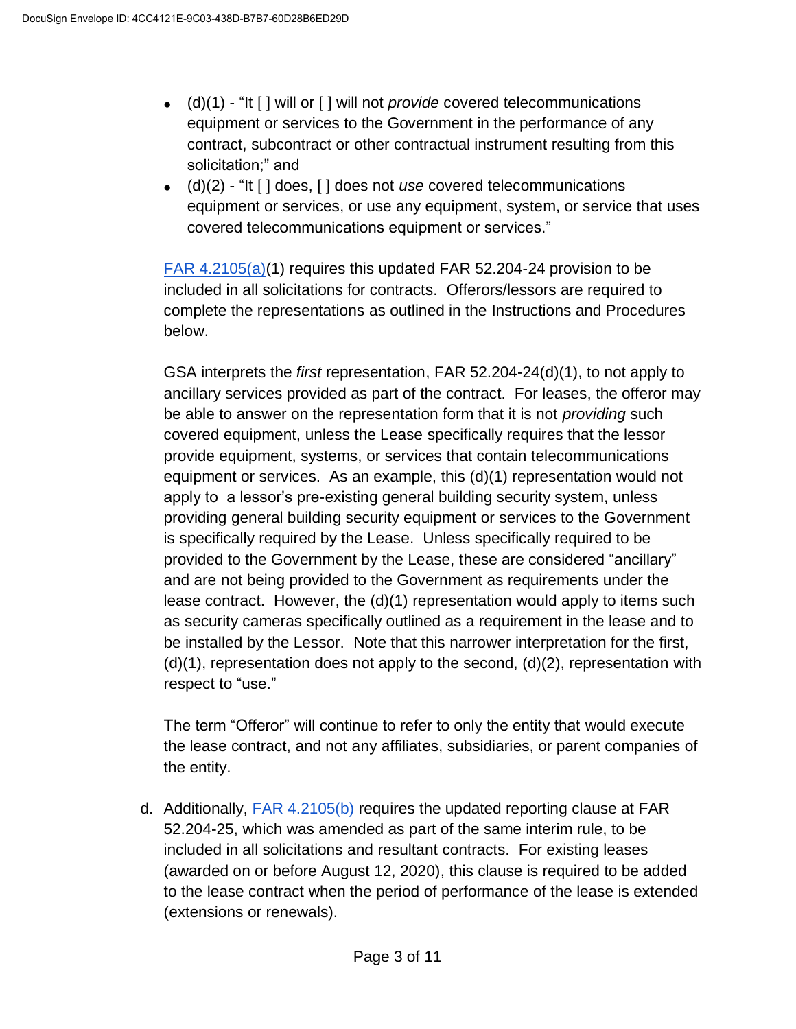- (d)(1) - "It [ ] will or [ ] will not *provide* covered telecommunications equipment or services to the Government in the performance of any contract, subcontract or other contractual instrument resulting from this solicitation;" and
- (d)(2) - "It [ ] does, [ ] does not *use* covered telecommunications equipment or services, or use any equipment, system, or service that uses covered telecommunications equipment or services."

FAR 4.2105(a)(1) requires this updated FAR 52.204-24 provision to be included in all solicitations for contracts. Offerors/lessors are required to complete the representations as outlined in the Instructions and Procedures below.

GSA interprets the *first* representation, FAR 52.204-24(d)(1), to not apply to ancillary services provided as part of the contract. For leases, the offeror may be able to answer on the representation form that it is not *providing* such covered equipment, unless the Lease specifically requires that the lessor provide equipment, systems, or services that contain telecommunications equipment or services. As an example, this (d)(1) representation would not apply to a lessor's pre-existing general building security system, unless providing general building security equipment or services to the Government is specifically required by the Lease. Unless specifically required to be provided to the Government by the Lease, these are considered "ancillary" and are not being provided to the Government as requirements under the lease contract. However, the (d)(1) representation would apply to items such as security cameras specifically outlined as a requirement in the lease and to be installed by the Lessor. Note that this narrower interpretation for the first, (d)(1), representation does not apply to the second, (d)(2), representation with respect to "use."

The term "Offeror" will continue to refer to only the entity that would execute the lease contract, and not any affiliates, subsidiaries, or parent companies of the entity.

d. Additionally, FAR 4.2105(b) requires the updated reporting clause at FAR 52.204-25, which was amended as part of the same interim rule, to be included in all solicitations and resultant contracts. For existing leases (awarded on or before August 12, 2020), this clause is required to be added to the lease contract when the period of performance of the lease is extended (extensions or renewals).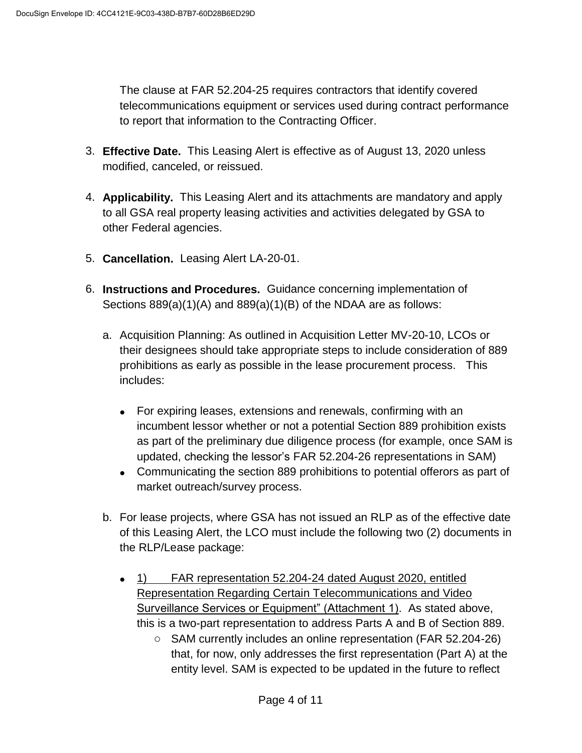The clause at FAR 52.204-25 requires contractors that identify covered telecommunications equipment or services used during contract performance to report that information to the Contracting Officer.

3. **Effective Date.** This Leasing Alert is effective as of August 13, 2020 unless modified, canceled, or reissued.

4. **Applicability.** This Leasing Alert and its attachments are mandatory and apply to all GSA real property leasing activities and activities delegated by GSA to other Federal agencies.

5. **Cancellation.** Leasing Alert LA-20-01.

6. **Instructions and Procedures.** Guidance concerning implementation of Sections 889(a)(1)(A) and 889(a)(1)(B) of the NDAA are as follows:

   a. Acquisition Planning: As outlined in Acquisition Letter MV-20-10, LCOs or their designees should take appropriate steps to include consideration of 889 prohibitions as early as possible in the lease procurement process. This includes:

      - For expiring leases, extensions and renewals, confirming with an incumbent lessor whether or not a potential Section 889 prohibition exists as part of the preliminary due diligence process (for example, once SAM is updated, checking the lessor's FAR 52.204-26 representations in SAM)
      - Communicating the section 889 prohibitions to potential offerors as part of market outreach/survey process.

   b. For lease projects, where GSA has not issued an RLP as of the effective date of this Leasing Alert, the LCO must include the following two (2) documents in the RLP/Lease package:

      - 1) FAR representation 52.204-24 dated August 2020, entitled Representation Regarding Certain Telecommunications and Video Surveillance Services or Equipment" (Attachment 1). As stated above, this is a two-part representation to address Parts A and B of Section 889.
         - SAM currently includes an online representation (FAR 52.204-26) that, for now, only addresses the first representation (Part A) at the entity level. SAM is expected to be updated in the future to reflect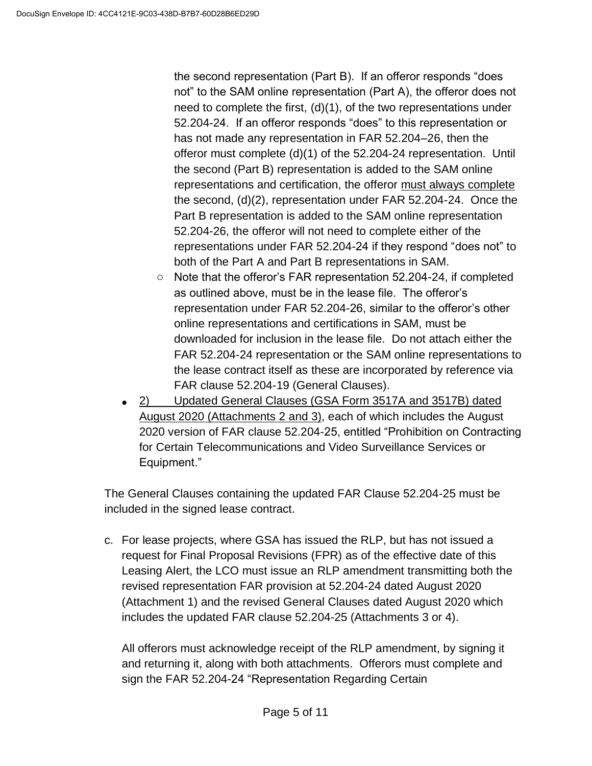the second representation (Part B). If an offeror responds "does not" to the SAM online representation (Part A), the offeror does not need to complete the first, (d)(1), of the two representations under 52.204-24. If an offeror responds "does" to this representation or has not made any representation in FAR 52.204–26, then the offeror must complete (d)(1) of the 52.204-24 representation. Until the second (Part B) representation is added to the SAM online representations and certification, the offeror must always complete the second, (d)(2), representation under FAR 52.204-24. Once the Part B representation is added to the SAM online representation 52.204-26, the offeror will not need to complete either of the representations under FAR 52.204-24 if they respond "does not" to both of the Part A and Part B representations in SAM.

  - Note that the offeror's FAR representation 52.204-24, if completed as outlined above, must be in the lease file. The offeror's representation under FAR 52.204-26, similar to the offeror's other online representations and certifications in SAM, must be downloaded for inclusion in the lease file. Do not attach either the FAR 52.204-24 representation or the SAM online representations to the lease contract itself as these are incorporated by reference via FAR clause 52.204-19 (General Clauses).

- 2) Updated General Clauses (GSA Form 3517A and 3517B) dated August 2020 (Attachments 2 and 3), each of which includes the August 2020 version of FAR clause 52.204-25, entitled "Prohibition on Contracting for Certain Telecommunications and Video Surveillance Services or Equipment."

The General Clauses containing the updated FAR Clause 52.204-25 must be included in the signed lease contract.

c. For lease projects, where GSA has issued the RLP, but has not issued a request for Final Proposal Revisions (FPR) as of the effective date of this Leasing Alert, the LCO must issue an RLP amendment transmitting both the revised representation FAR provision at 52.204-24 dated August 2020 (Attachment 1) and the revised General Clauses dated August 2020 which includes the updated FAR clause 52.204-25 (Attachments 3 or 4).

   All offerors must acknowledge receipt of the RLP amendment, by signing it and returning it, along with both attachments. Offerors must complete and sign the FAR 52.204-24 "Representation Regarding Certain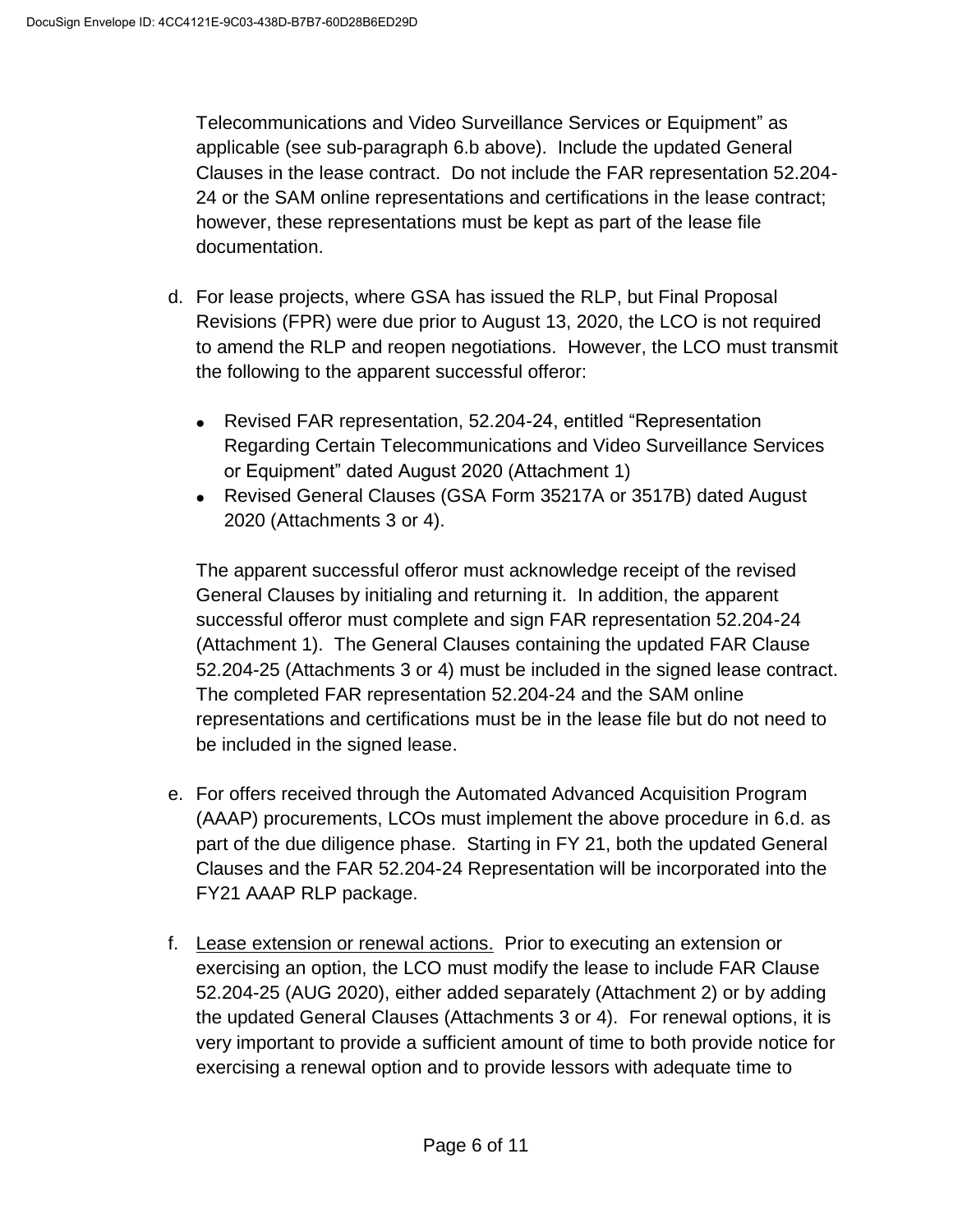Telecommunications and Video Surveillance Services or Equipment” as applicable (see sub-paragraph 6.b above). Include the updated General Clauses in the lease contract. Do not include the FAR representation 52.204-24 or the SAM online representations and certifications in the lease contract; however, these representations must be kept as part of the lease file documentation.

d. For lease projects, where GSA has issued the RLP, but Final Proposal Revisions (FPR) were due prior to August 13, 2020, the LCO is not required to amend the RLP and reopen negotiations. However, the LCO must transmit the following to the apparent successful offeror:

   - Revised FAR representation, 52.204-24, entitled “Representation Regarding Certain Telecommunications and Video Surveillance Services or Equipment” dated August 2020 (Attachment 1)
   - Revised General Clauses (GSA Form 35217A or 3517B) dated August 2020 (Attachments 3 or 4).

   The apparent successful offeror must acknowledge receipt of the revised General Clauses by initialing and returning it. In addition, the apparent successful offeror must complete and sign FAR representation 52.204-24 (Attachment 1). The General Clauses containing the updated FAR Clause 52.204-25 (Attachments 3 or 4) must be included in the signed lease contract. The completed FAR representation 52.204-24 and the SAM online representations and certifications must be in the lease file but do not need to be included in the signed lease.

e. For offers received through the Automated Advanced Acquisition Program (AAAP) procurements, LCOs must implement the above procedure in 6.d. as part of the due diligence phase. Starting in FY 21, both the updated General Clauses and the FAR 52.204-24 Representation will be incorporated into the FY21 AAAP RLP package.

f. Lease extension or renewal actions. Prior to executing an extension or exercising an option, the LCO must modify the lease to include FAR Clause 52.204-25 (AUG 2020), either added separately (Attachment 2) or by adding the updated General Clauses (Attachments 3 or 4). For renewal options, it is very important to provide a sufficient amount of time to both provide notice for exercising a renewal option and to provide lessors with adequate time to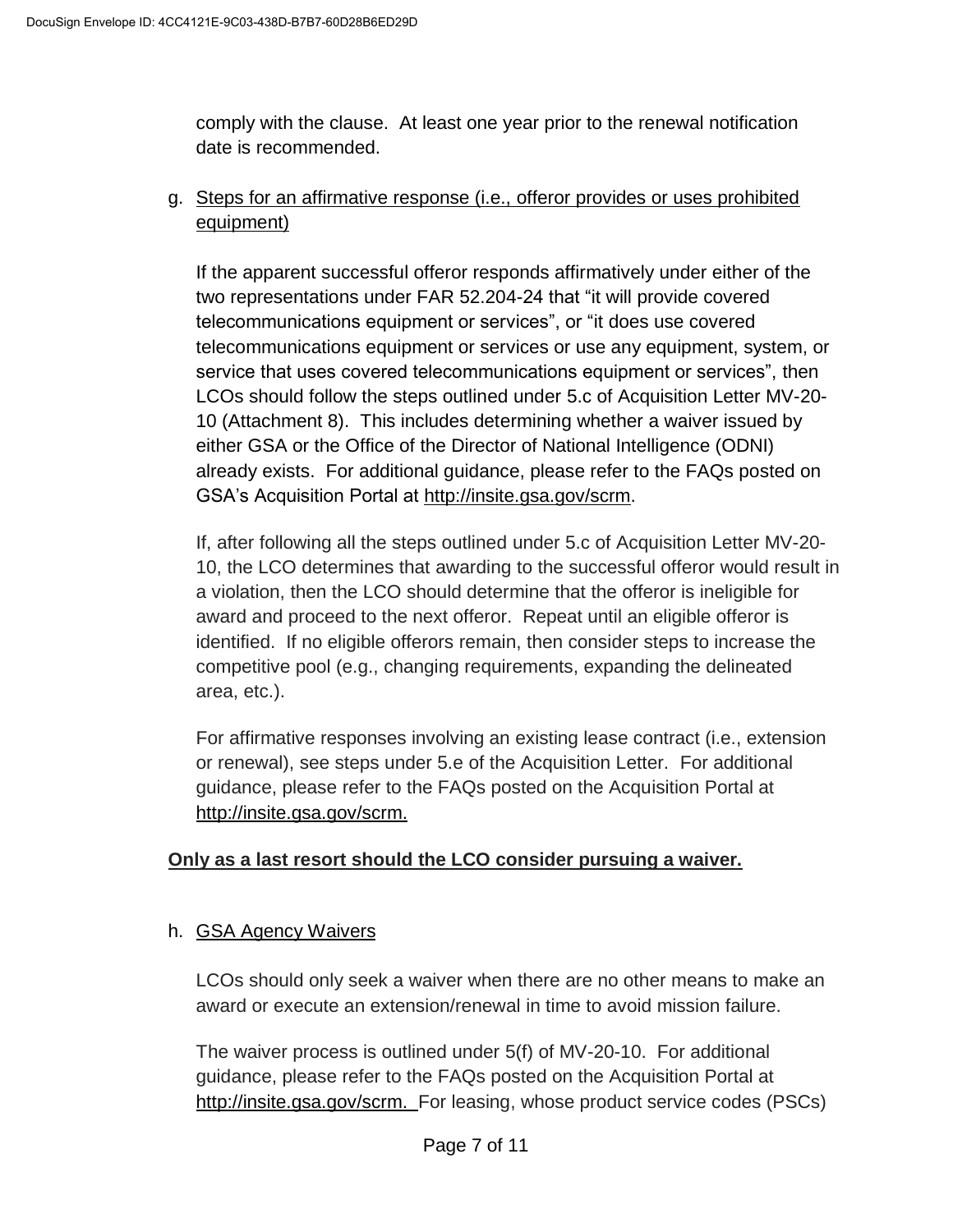comply with the clause. At least one year prior to the renewal notification date is recommended.

g. <u>Steps for an affirmative response (i.e., offeror provides or uses prohibited equipment)</u>

If the apparent successful offeror responds affirmatively under either of the two representations under FAR 52.204-24 that "it will provide covered telecommunications equipment or services", or "it does use covered telecommunications equipment or services or use any equipment, system, or service that uses covered telecommunications equipment or services", then LCOs should follow the steps outlined under 5.c of Acquisition Letter MV-20-10 (Attachment 8). This includes determining whether a waiver issued by either GSA or the Office of the Director of National Intelligence (ODNI) already exists. For additional guidance, please refer to the FAQs posted on GSA's Acquisition Portal at http://insite.gsa.gov/scrm.

If, after following all the steps outlined under 5.c of Acquisition Letter MV-20-10, the LCO determines that awarding to the successful offeror would result in a violation, then the LCO should determine that the offeror is ineligible for award and proceed to the next offeror. Repeat until an eligible offeror is identified. If no eligible offerors remain, then consider steps to increase the competitive pool (e.g., changing requirements, expanding the delineated area, etc.).

For affirmative responses involving an existing lease contract (i.e., extension or renewal), see steps under 5.e of the Acquisition Letter. For additional guidance, please refer to the FAQs posted on the Acquisition Portal at http://insite.gsa.gov/scrm.

**<u>Only as a last resort should the LCO consider pursuing a waiver.</u>**

h. <u>GSA Agency Waivers</u>

LCOs should only seek a waiver when there are no other means to make an award or execute an extension/renewal in time to avoid mission failure.

The waiver process is outlined under 5(f) of MV-20-10. For additional guidance, please refer to the FAQs posted on the Acquisition Portal at http://insite.gsa.gov/scrm. For leasing, whose product service codes (PSCs)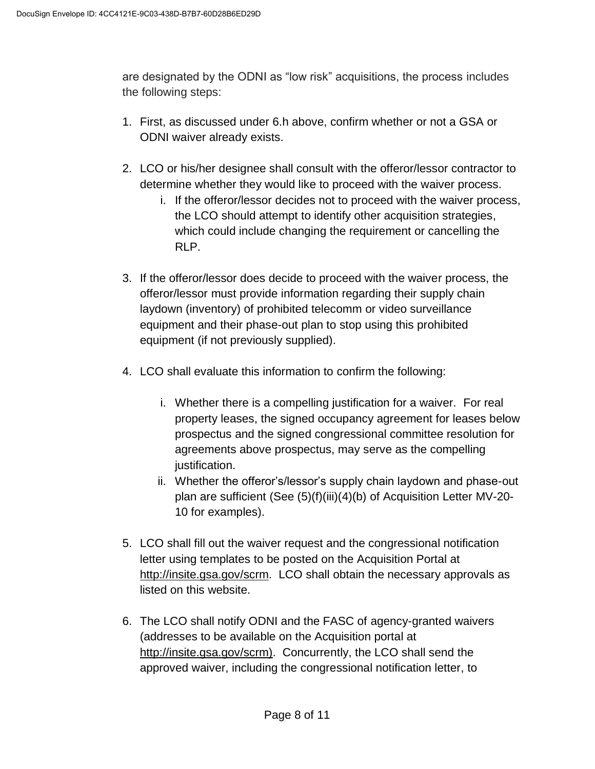are designated by the ODNI as “low risk” acquisitions, the process includes the following steps:

1. First, as discussed under 6.h above, confirm whether or not a GSA or ODNI waiver already exists.

2. LCO or his/her designee shall consult with the offeror/lessor contractor to determine whether they would like to proceed with the waiver process.
   i. If the offeror/lessor decides not to proceed with the waiver process, the LCO should attempt to identify other acquisition strategies, which could include changing the requirement or cancelling the RLP.

3. If the offeror/lessor does decide to proceed with the waiver process, the offeror/lessor must provide information regarding their supply chain laydown (inventory) of prohibited telecomm or video surveillance equipment and their phase-out plan to stop using this prohibited equipment (if not previously supplied).

4. LCO shall evaluate this information to confirm the following:

   i. Whether there is a compelling justification for a waiver. For real property leases, the signed occupancy agreement for leases below prospectus and the signed congressional committee resolution for agreements above prospectus, may serve as the compelling justification.
   ii. Whether the offeror’s/lessor’s supply chain laydown and phase-out plan are sufficient (See (5)(f)(iii)(4)(b) of Acquisition Letter MV-20-10 for examples).

5. LCO shall fill out the waiver request and the congressional notification letter using templates to be posted on the Acquisition Portal at http://insite.gsa.gov/scrm. LCO shall obtain the necessary approvals as listed on this website.

6. The LCO shall notify ODNI and the FASC of agency-granted waivers (addresses to be available on the Acquisition portal at http://insite.gsa.gov/scrm). Concurrently, the LCO shall send the approved waiver, including the congressional notification letter, to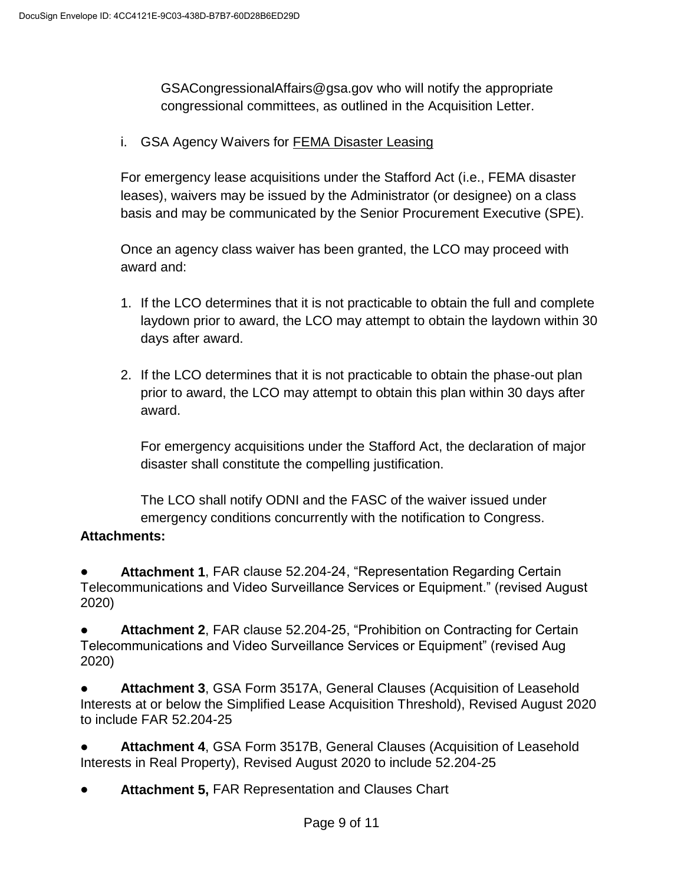GSACongressionalAffairs@gsa.gov who will notify the appropriate congressional committees, as outlined in the Acquisition Letter.

i. GSA Agency Waivers for FEMA Disaster Leasing

For emergency lease acquisitions under the Stafford Act (i.e., FEMA disaster leases), waivers may be issued by the Administrator (or designee) on a class basis and may be communicated by the Senior Procurement Executive (SPE).

Once an agency class waiver has been granted, the LCO may proceed with award and:

1. If the LCO determines that it is not practicable to obtain the full and complete laydown prior to award, the LCO may attempt to obtain the laydown within 30 days after award.

2. If the LCO determines that it is not practicable to obtain the phase-out plan prior to award, the LCO may attempt to obtain this plan within 30 days after award.

   For emergency acquisitions under the Stafford Act, the declaration of major disaster shall constitute the compelling justification.

   The LCO shall notify ODNI and the FASC of the waiver issued under emergency conditions concurrently with the notification to Congress.

**Attachments:**

- **Attachment 1**, FAR clause 52.204-24, "Representation Regarding Certain Telecommunications and Video Surveillance Services or Equipment." (revised August 2020)
- **Attachment 2**, FAR clause 52.204-25, "Prohibition on Contracting for Certain Telecommunications and Video Surveillance Services or Equipment" (revised Aug 2020)
- **Attachment 3**, GSA Form 3517A, General Clauses (Acquisition of Leasehold Interests at or below the Simplified Lease Acquisition Threshold), Revised August 2020 to include FAR 52.204-25
- **Attachment 4**, GSA Form 3517B, General Clauses (Acquisition of Leasehold Interests in Real Property), Revised August 2020 to include 52.204-25
- **Attachment 5,** FAR Representation and Clauses Chart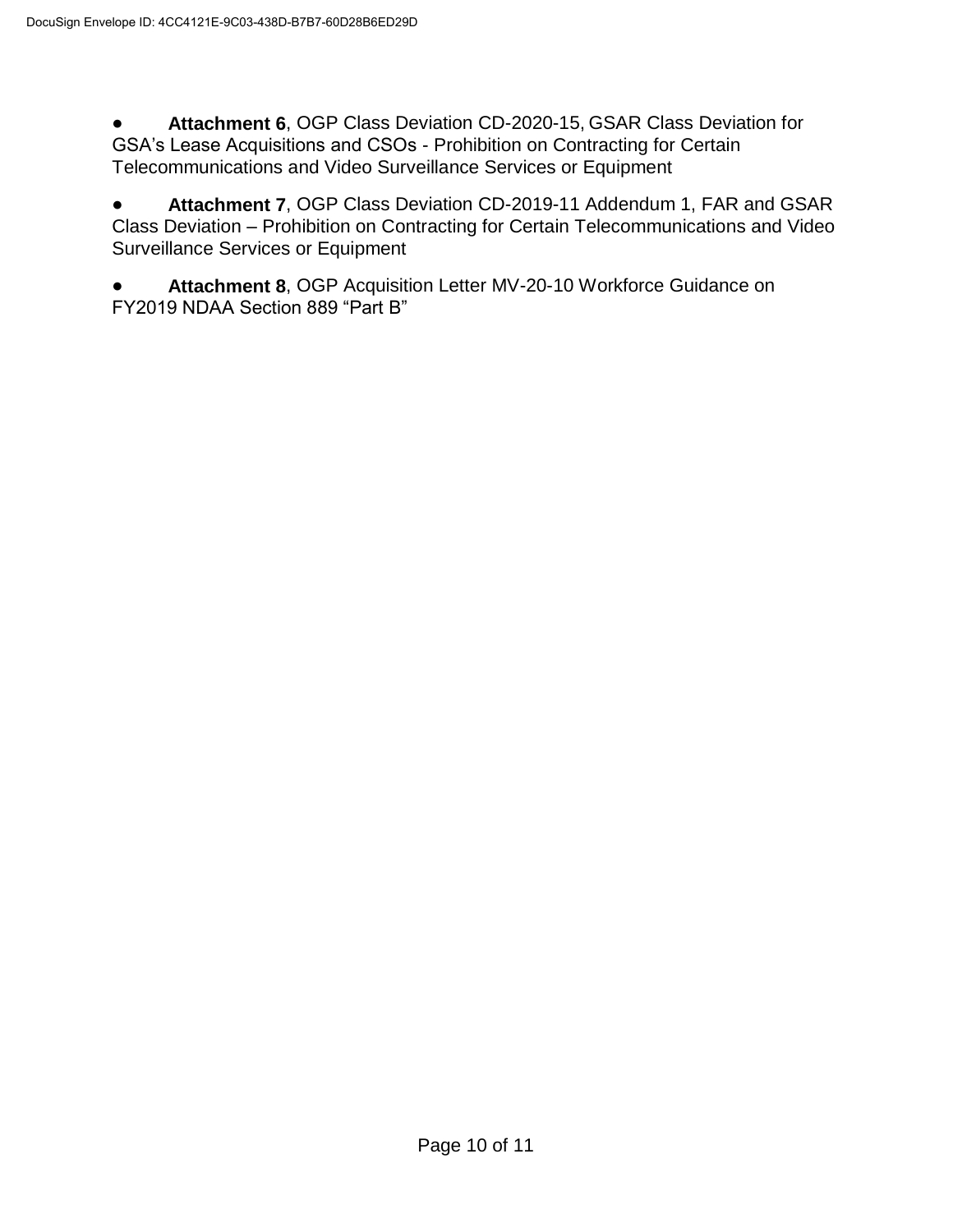- **Attachment 6**, OGP Class Deviation CD-2020-15, GSAR Class Deviation for GSA's Lease Acquisitions and CSOs - Prohibition on Contracting for Certain Telecommunications and Video Surveillance Services or Equipment

- **Attachment 7**, OGP Class Deviation CD-2019-11 Addendum 1, FAR and GSAR Class Deviation – Prohibition on Contracting for Certain Telecommunications and Video Surveillance Services or Equipment

- **Attachment 8**, OGP Acquisition Letter MV-20-10 Workforce Guidance on FY2019 NDAA Section 889 "Part B"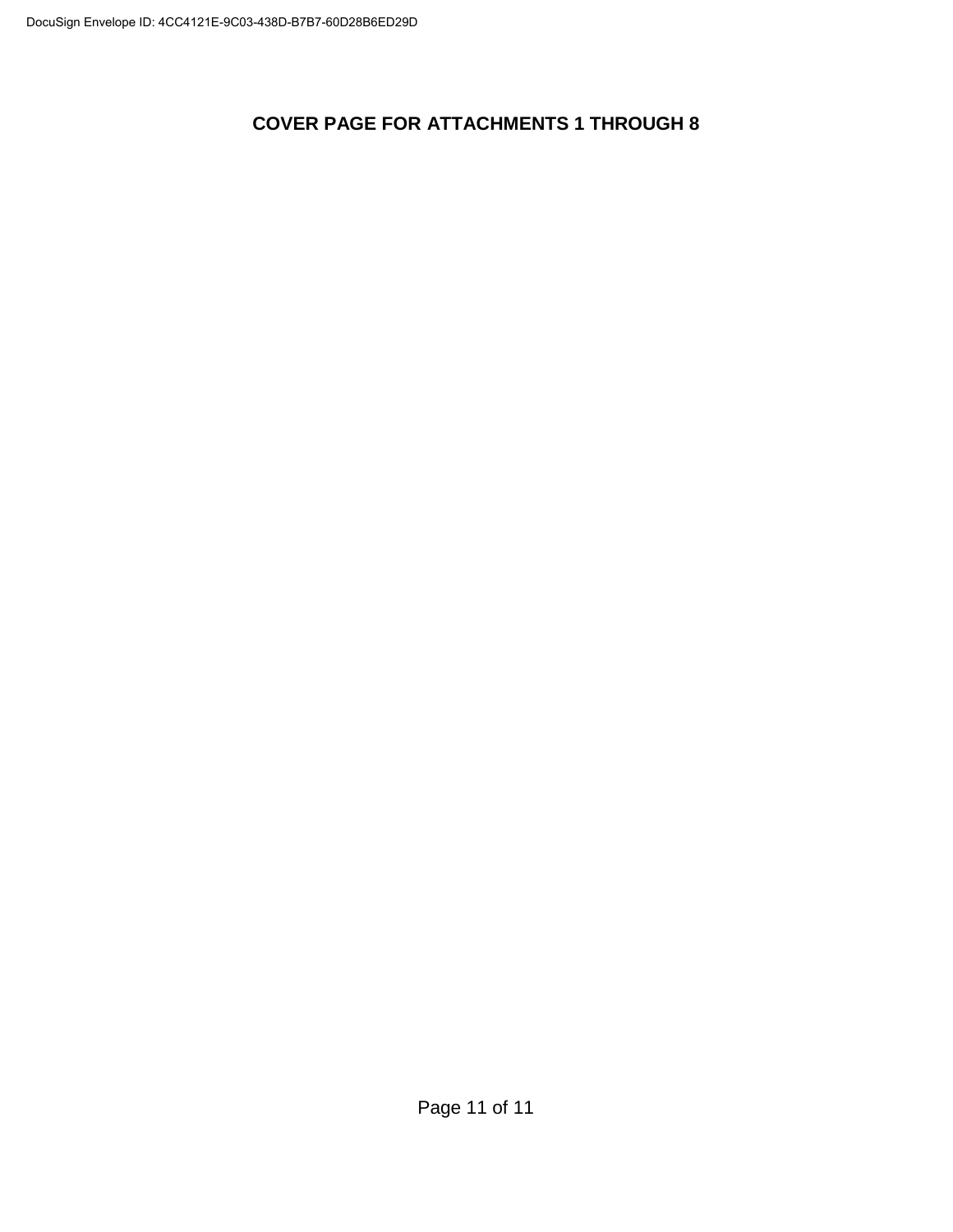# COVER PAGE FOR ATTACHMENTS 1 THROUGH 8